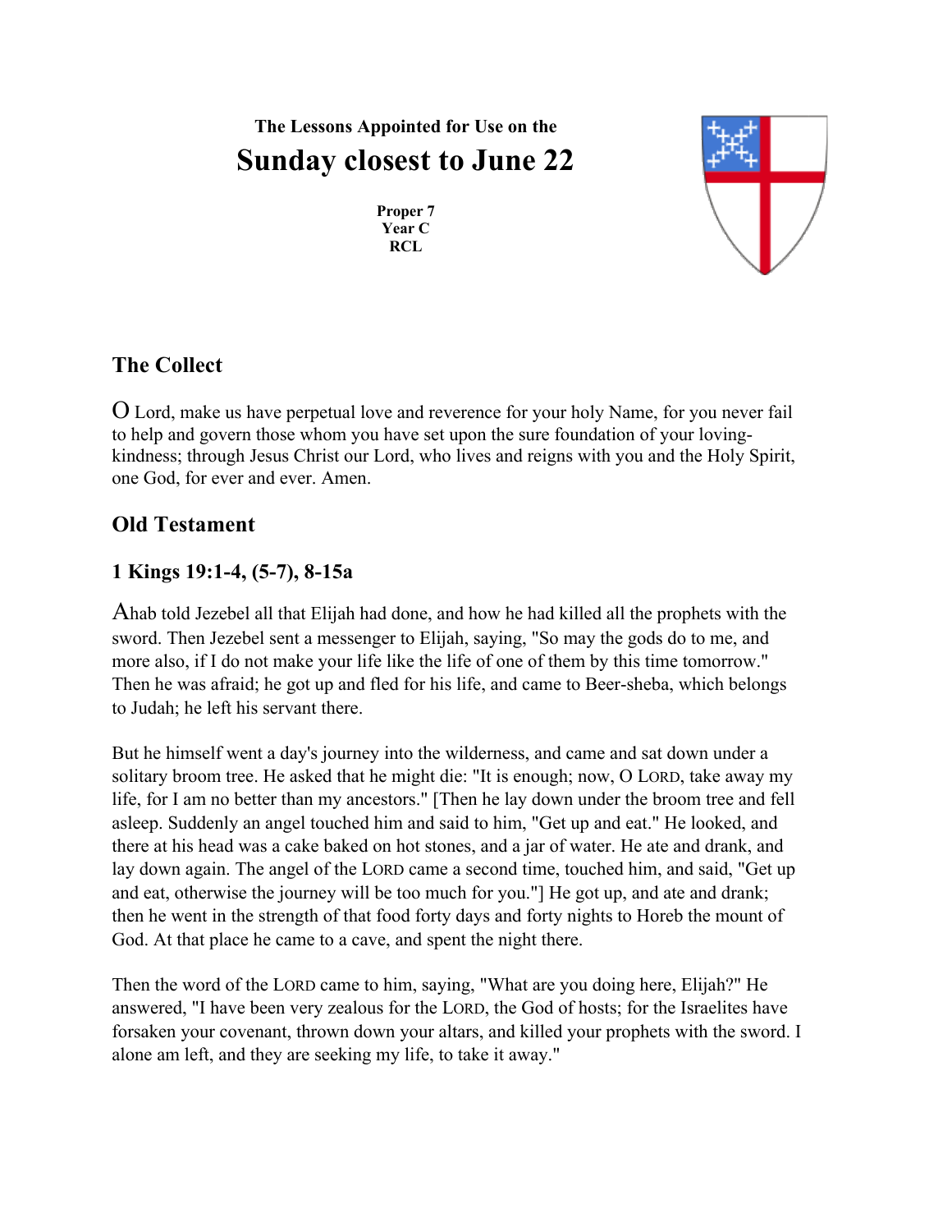The Lessons Appointed for Use on the

# Sunday closest to June 22

**Proper 7**
**Year C**
**RCL**

## The Collect

O Lord, make us have perpetual love and reverence for your holy Name, for you never fail to help and govern those whom you have set upon the sure foundation of your loving-kindness; through Jesus Christ our Lord, who lives and reigns with you and the Holy Spirit, one God, for ever and ever. Amen.

## Old Testament

### 1 Kings 19:1-4, (5-7), 8-15a

Ahab told Jezebel all that Elijah had done, and how he had killed all the prophets with the sword. Then Jezebel sent a messenger to Elijah, saying, "So may the gods do to me, and more also, if I do not make your life like the life of one of them by this time tomorrow." Then he was afraid; he got up and fled for his life, and came to Beer-sheba, which belongs to Judah; he left his servant there.

But he himself went a day's journey into the wilderness, and came and sat down under a solitary broom tree. He asked that he might die: "It is enough; now, O LORD, take away my life, for I am no better than my ancestors." [Then he lay down under the broom tree and fell asleep. Suddenly an angel touched him and said to him, "Get up and eat." He looked, and there at his head was a cake baked on hot stones, and a jar of water. He ate and drank, and lay down again. The angel of the LORD came a second time, touched him, and said, "Get up and eat, otherwise the journey will be too much for you."] He got up, and ate and drank; then he went in the strength of that food forty days and forty nights to Horeb the mount of God. At that place he came to a cave, and spent the night there.

Then the word of the LORD came to him, saying, "What are you doing here, Elijah?" He answered, "I have been very zealous for the LORD, the God of hosts; for the Israelites have forsaken your covenant, thrown down your altars, and killed your prophets with the sword. I alone am left, and they are seeking my life, to take it away."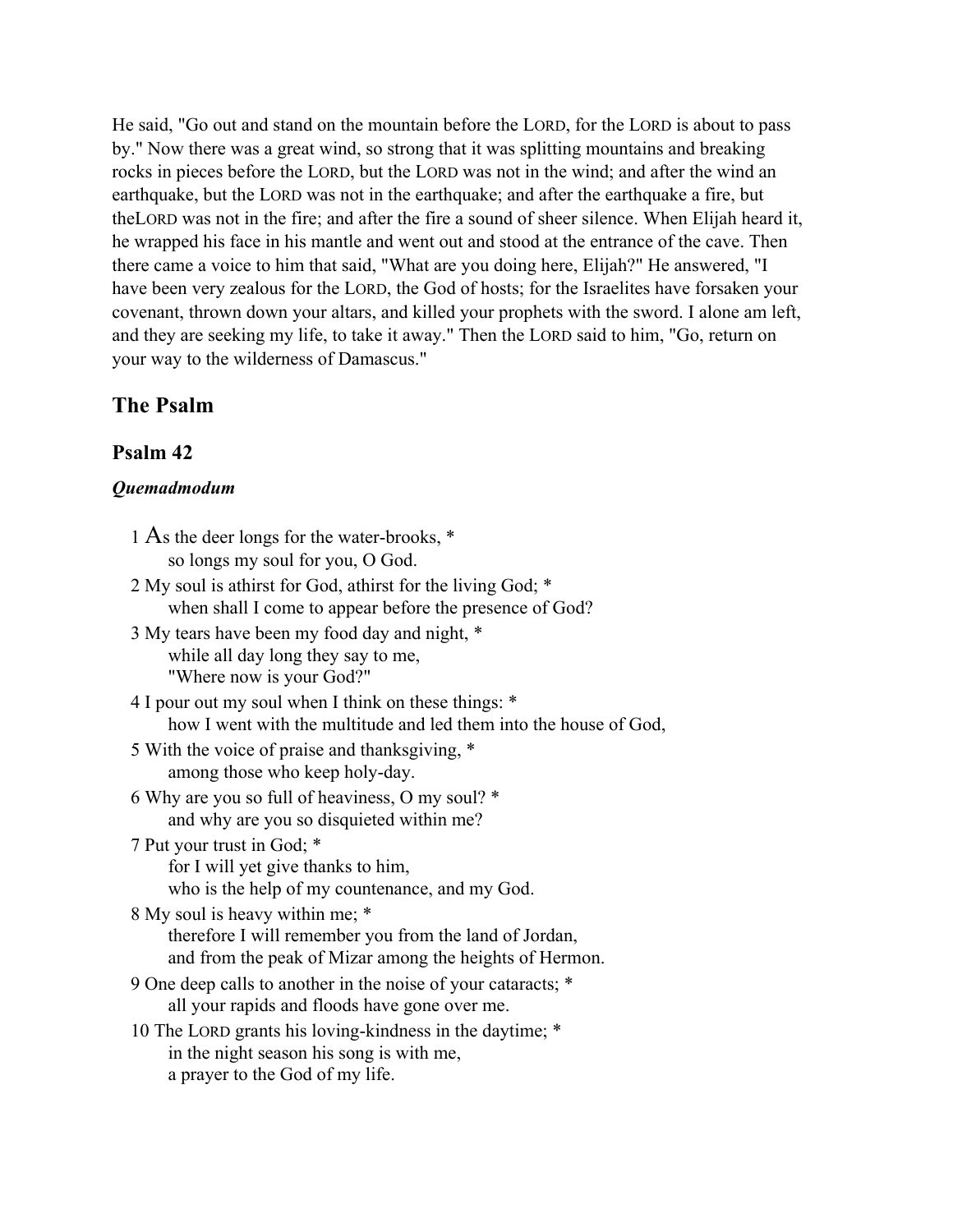He said, "Go out and stand on the mountain before the LORD, for the LORD is about to pass by." Now there was a great wind, so strong that it was splitting mountains and breaking rocks in pieces before the LORD, but the LORD was not in the wind; and after the wind an earthquake, but the LORD was not in the earthquake; and after the earthquake a fire, but theLORD was not in the fire; and after the fire a sound of sheer silence. When Elijah heard it, he wrapped his face in his mantle and went out and stood at the entrance of the cave. Then there came a voice to him that said, "What are you doing here, Elijah?" He answered, "I have been very zealous for the LORD, the God of hosts; for the Israelites have forsaken your covenant, thrown down your altars, and killed your prophets with the sword. I alone am left, and they are seeking my life, to take it away." Then the LORD said to him, "Go, return on your way to the wilderness of Damascus."

## The Psalm

### Psalm 42

***Quemadmodum***

1 As the deer longs for the water-brooks, *
so longs my soul for you, O God.

2 My soul is athirst for God, athirst for the living God; *
when shall I come to appear before the presence of God?

3 My tears have been my food day and night, *
while all day long they say to me,
"Where now is your God?"

4 I pour out my soul when I think on these things: *
how I went with the multitude and led them into the house of God,

5 With the voice of praise and thanksgiving, *
among those who keep holy-day.

6 Why are you so full of heaviness, O my soul? *
and why are you so disquieted within me?

7 Put your trust in God; *
for I will yet give thanks to him,
who is the help of my countenance, and my God.

8 My soul is heavy within me; *
therefore I will remember you from the land of Jordan,
and from the peak of Mizar among the heights of Hermon.

9 One deep calls to another in the noise of your cataracts; *
all your rapids and floods have gone over me.

10 The LORD grants his loving-kindness in the daytime; *
in the night season his song is with me,
a prayer to the God of my life.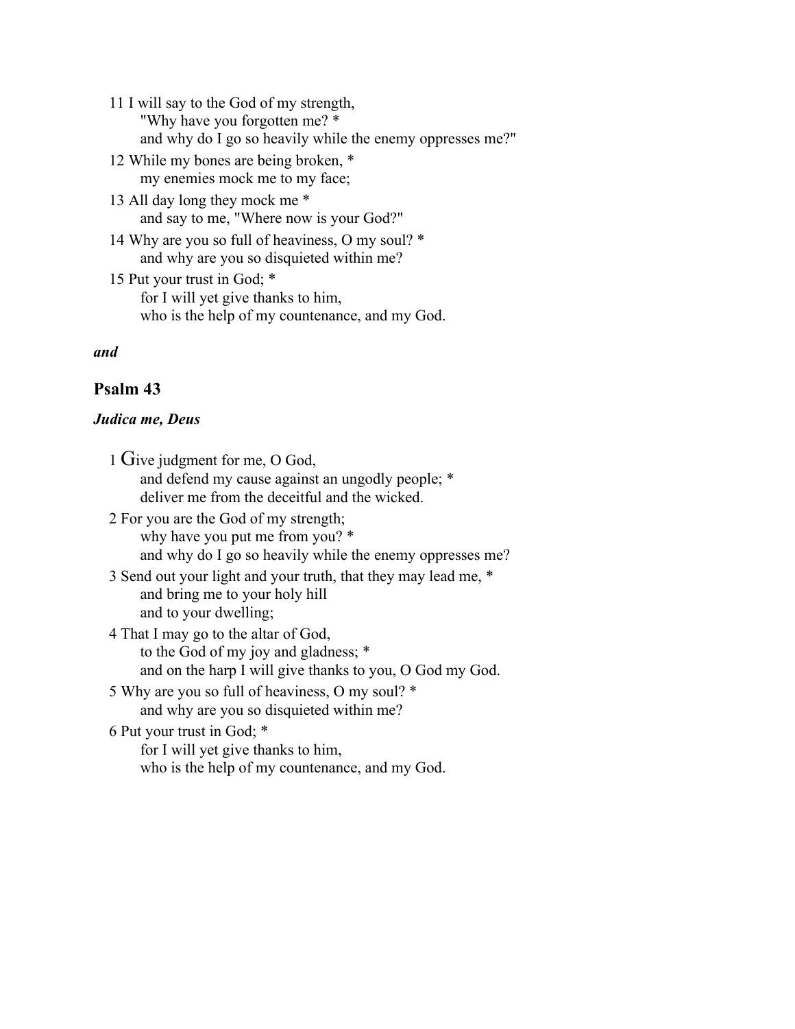11 I will say to the God of my strength,
  "Why have you forgotten me? *
  and why do I go so heavily while the enemy oppresses me?"

12 While my bones are being broken, *
  my enemies mock me to my face;

13 All day long they mock me *
  and say to me, "Where now is your God?"

14 Why are you so full of heaviness, O my soul? *
  and why are you so disquieted within me?

15 Put your trust in God; *
  for I will yet give thanks to him,
  who is the help of my countenance, and my God.

***and***

## Psalm 43

***Judica me, Deus***

1 Give judgment for me, O God,
  and defend my cause against an ungodly people; *
  deliver me from the deceitful and the wicked.

2 For you are the God of my strength;
  why have you put me from you? *
  and why do I go so heavily while the enemy oppresses me?

3 Send out your light and your truth, that they may lead me, *
  and bring me to your holy hill
  and to your dwelling;

4 That I may go to the altar of God,
  to the God of my joy and gladness; *
  and on the harp I will give thanks to you, O God my God.

5 Why are you so full of heaviness, O my soul? *
  and why are you so disquieted within me?

6 Put your trust in God; *
  for I will yet give thanks to him,
  who is the help of my countenance, and my God.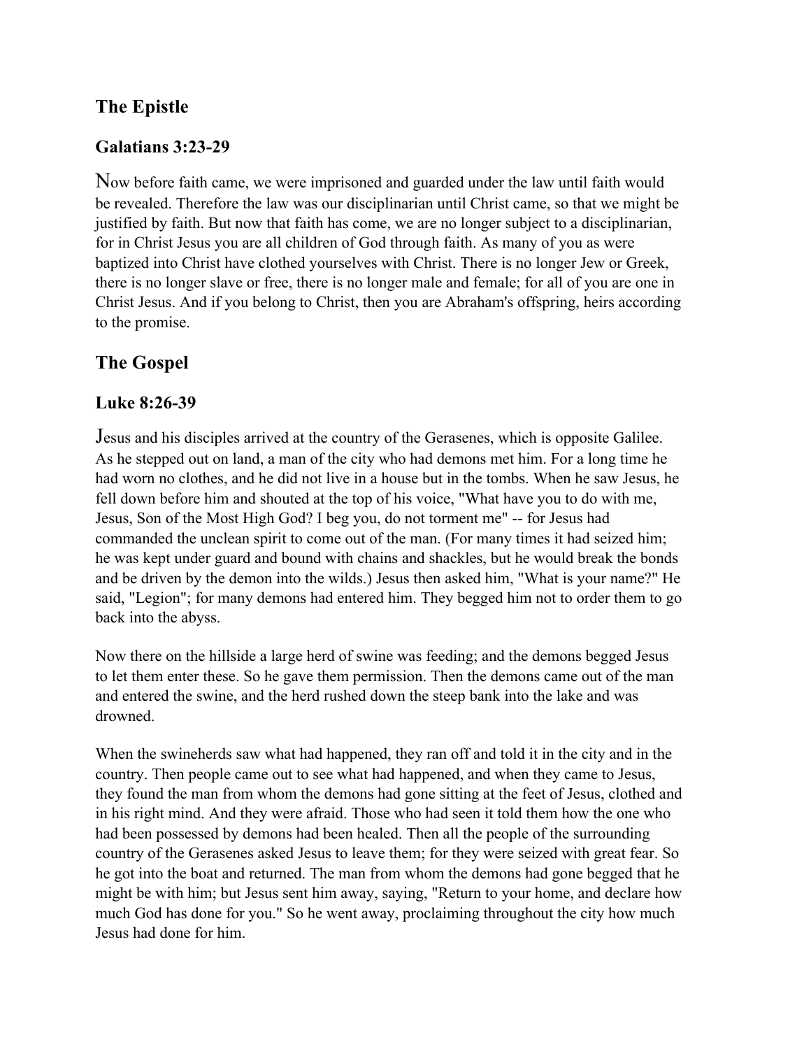## The Epistle

### Galatians 3:23-29

Now before faith came, we were imprisoned and guarded under the law until faith would be revealed. Therefore the law was our disciplinarian until Christ came, so that we might be justified by faith. But now that faith has come, we are no longer subject to a disciplinarian, for in Christ Jesus you are all children of God through faith. As many of you as were baptized into Christ have clothed yourselves with Christ. There is no longer Jew or Greek, there is no longer slave or free, there is no longer male and female; for all of you are one in Christ Jesus. And if you belong to Christ, then you are Abraham's offspring, heirs according to the promise.

## The Gospel

### Luke 8:26-39

Jesus and his disciples arrived at the country of the Gerasenes, which is opposite Galilee. As he stepped out on land, a man of the city who had demons met him. For a long time he had worn no clothes, and he did not live in a house but in the tombs. When he saw Jesus, he fell down before him and shouted at the top of his voice, "What have you to do with me, Jesus, Son of the Most High God? I beg you, do not torment me" -- for Jesus had commanded the unclean spirit to come out of the man. (For many times it had seized him; he was kept under guard and bound with chains and shackles, but he would break the bonds and be driven by the demon into the wilds.) Jesus then asked him, "What is your name?" He said, "Legion"; for many demons had entered him. They begged him not to order them to go back into the abyss.

Now there on the hillside a large herd of swine was feeding; and the demons begged Jesus to let them enter these. So he gave them permission. Then the demons came out of the man and entered the swine, and the herd rushed down the steep bank into the lake and was drowned.

When the swineherds saw what had happened, they ran off and told it in the city and in the country. Then people came out to see what had happened, and when they came to Jesus, they found the man from whom the demons had gone sitting at the feet of Jesus, clothed and in his right mind. And they were afraid. Those who had seen it told them how the one who had been possessed by demons had been healed. Then all the people of the surrounding country of the Gerasenes asked Jesus to leave them; for they were seized with great fear. So he got into the boat and returned. The man from whom the demons had gone begged that he might be with him; but Jesus sent him away, saying, "Return to your home, and declare how much God has done for you." So he went away, proclaiming throughout the city how much Jesus had done for him.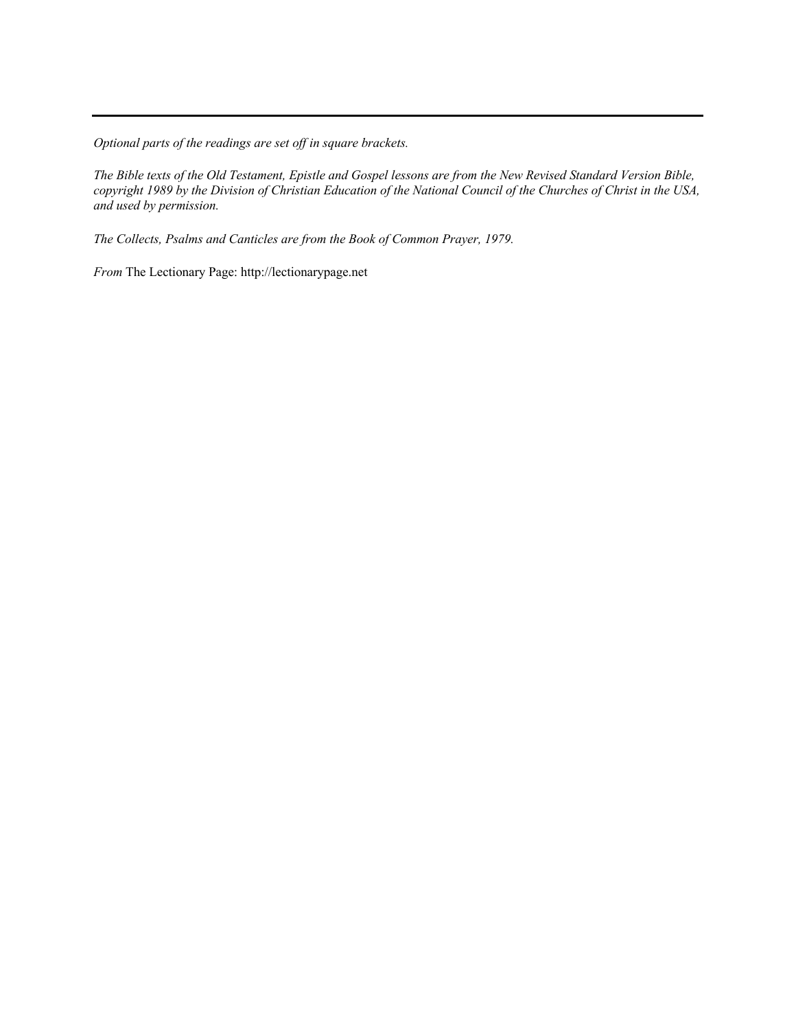---

*Optional parts of the readings are set off in square brackets.*

*The Bible texts of the Old Testament, Epistle and Gospel lessons are from the New Revised Standard Version Bible, copyright 1989 by the Division of Christian Education of the National Council of the Churches of Christ in the USA, and used by permission.*

*The Collects, Psalms and Canticles are from the Book of Common Prayer, 1979.*

*From* The Lectionary Page: http://lectionarypage.net